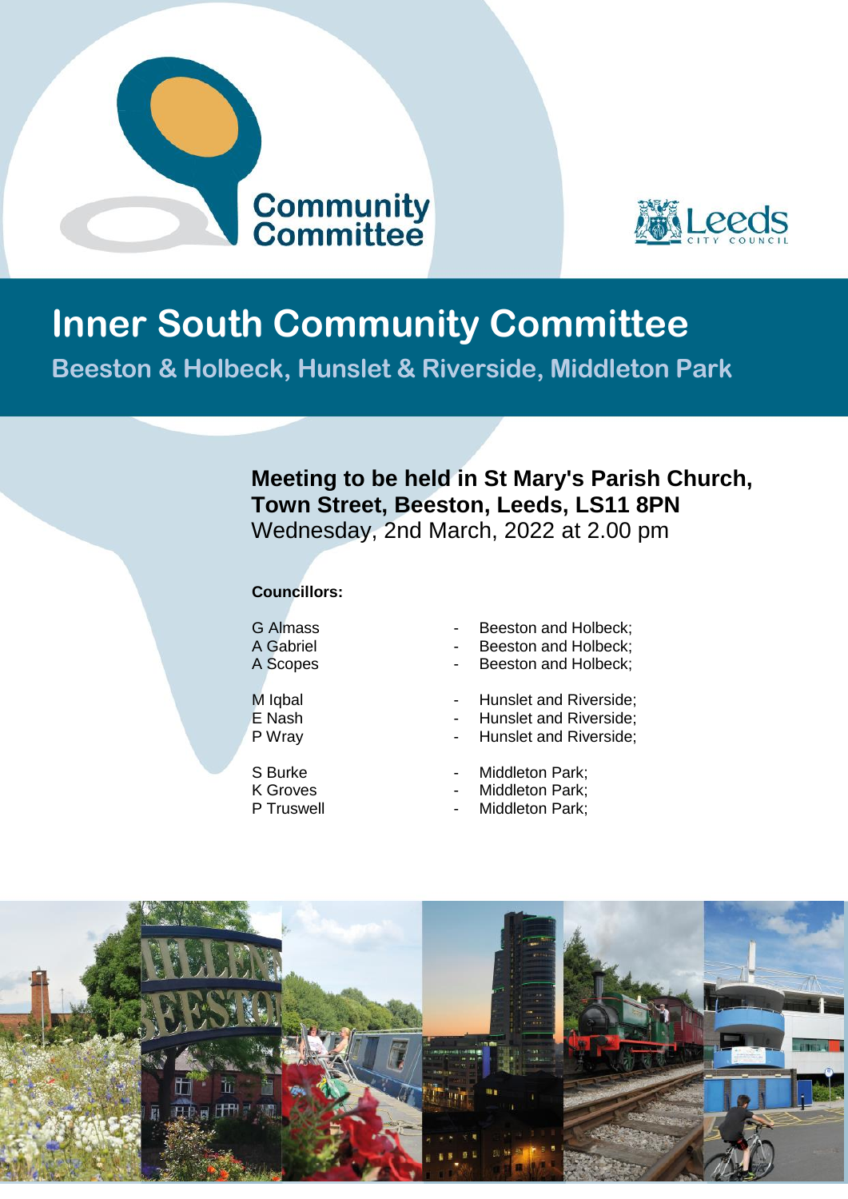Community Committee

Leeds City Council

# Inner South Community Committee

## Beeston & Holbeck, Hunslet & Riverside, Middleton Park

**Meeting to be held in St Mary's Parish Church, Town Street, Beeston, Leeds, LS11 8PN**
Wednesday, 2nd March, 2022 at 2.00 pm

**Councillors:**

G Almass - Beeston and Holbeck;
A Gabriel - Beeston and Holbeck;
A Scopes - Beeston and Holbeck;

M Iqbal - Hunslet and Riverside;
E Nash - Hunslet and Riverside;
P Wray - Hunslet and Riverside;

S Burke - Middleton Park;
K Groves - Middleton Park;
P Truswell - Middleton Park;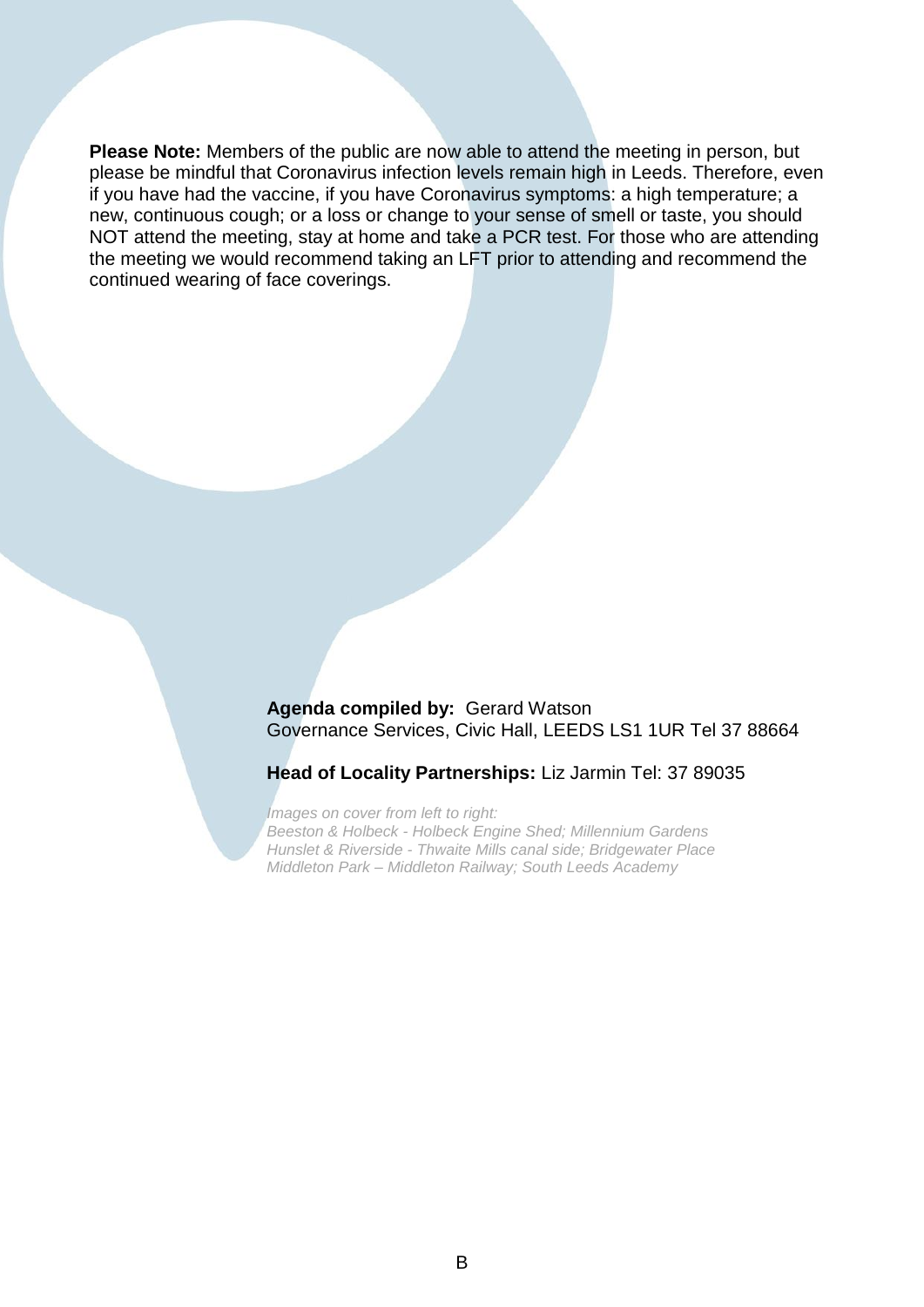**Please Note:** Members of the public are now able to attend the meeting in person, but please be mindful that Coronavirus infection levels remain high in Leeds. Therefore, even if you have had the vaccine, if you have Coronavirus symptoms: a high temperature; a new, continuous cough; or a loss or change to your sense of smell or taste, you should NOT attend the meeting, stay at home and take a PCR test. For those who are attending the meeting we would recommend taking an LFT prior to attending and recommend the continued wearing of face coverings.

**Agenda compiled by:** Gerard Watson
Governance Services, Civic Hall, LEEDS LS1 1UR Tel 37 88664

**Head of Locality Partnerships:** Liz Jarmin Tel: 37 89035

*Images on cover from left to right:*
*Beeston & Holbeck - Holbeck Engine Shed; Millennium Gardens*
*Hunslet & Riverside - Thwaite Mills canal side; Bridgewater Place*
*Middleton Park – Middleton Railway; South Leeds Academy*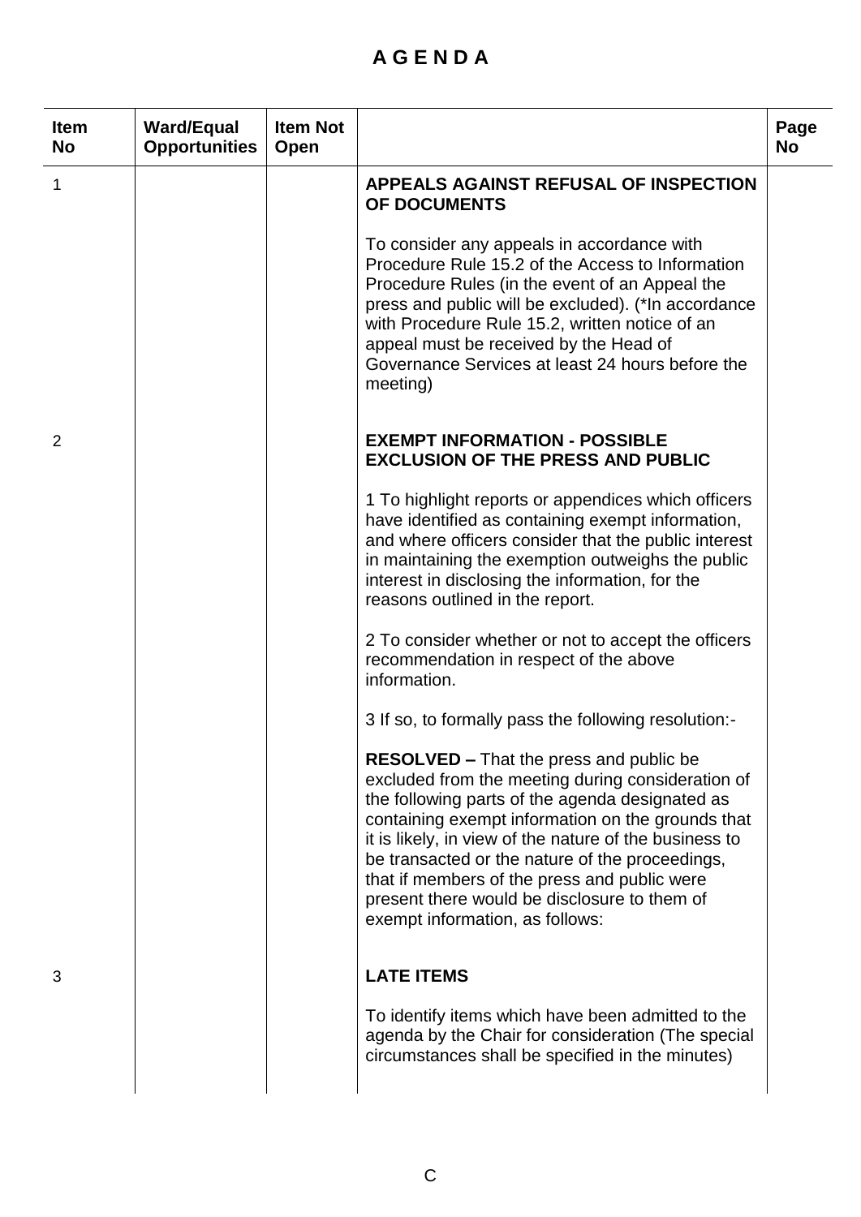# A G E N D A

| Item No | Ward/Equal Opportunities | Item Not Open | | Page No |
|---|---|---|---|---|
| 1 | | | **APPEALS AGAINST REFUSAL OF INSPECTION OF DOCUMENTS**<br><br>To consider any appeals in accordance with Procedure Rule 15.2 of the Access to Information Procedure Rules (in the event of an Appeal the press and public will be excluded). (*In accordance with Procedure Rule 15.2, written notice of an appeal must be received by the Head of Governance Services at least 24 hours before the meeting) | |
| 2 | | | **EXEMPT INFORMATION - POSSIBLE EXCLUSION OF THE PRESS AND PUBLIC**<br><br>1 To highlight reports or appendices which officers have identified as containing exempt information, and where officers consider that the public interest in maintaining the exemption outweighs the public interest in disclosing the information, for the reasons outlined in the report.<br><br>2 To consider whether or not to accept the officers recommendation in respect of the above information.<br><br>3 If so, to formally pass the following resolution:-<br><br>**RESOLVED –** That the press and public be excluded from the meeting during consideration of the following parts of the agenda designated as containing exempt information on the grounds that it is likely, in view of the nature of the business to be transacted or the nature of the proceedings, that if members of the press and public were present there would be disclosure to them of exempt information, as follows: | |
| 3 | | | **LATE ITEMS**<br><br>To identify items which have been admitted to the agenda by the Chair for consideration (The special circumstances shall be specified in the minutes) | |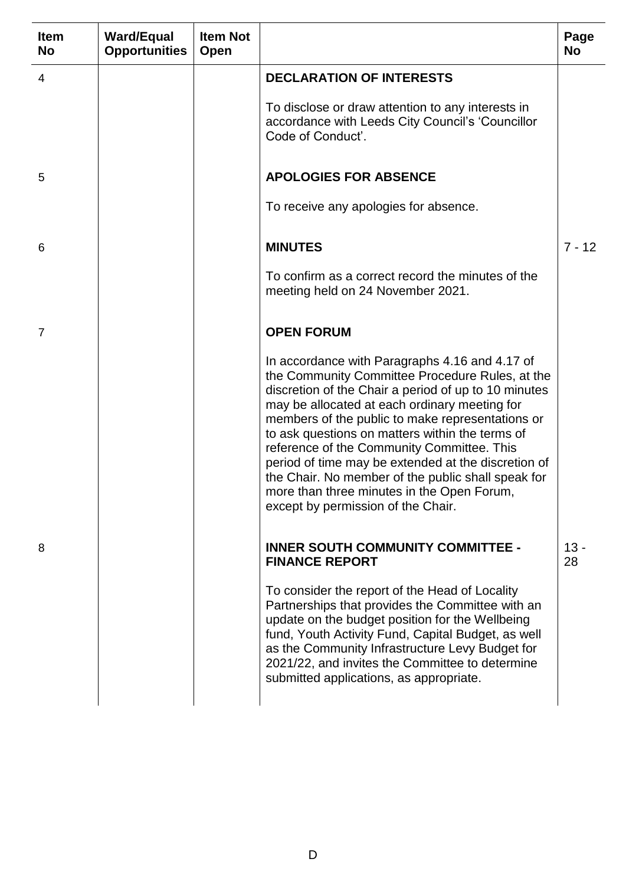| Item No | Ward/Equal Opportunities | Item Not Open | | Page No |
|---|---|---|---|---|
| 4 | | | **DECLARATION OF INTERESTS**<br><br>To disclose or draw attention to any interests in accordance with Leeds City Council's 'Councillor Code of Conduct'. | |
| 5 | | | **APOLOGIES FOR ABSENCE**<br><br>To receive any apologies for absence. | |
| 6 | | | **MINUTES**<br><br>To confirm as a correct record the minutes of the meeting held on 24 November 2021. | 7 - 12 |
| 7 | | | **OPEN FORUM**<br><br>In accordance with Paragraphs 4.16 and 4.17 of the Community Committee Procedure Rules, at the discretion of the Chair a period of up to 10 minutes may be allocated at each ordinary meeting for members of the public to make representations or to ask questions on matters within the terms of reference of the Community Committee. This period of time may be extended at the discretion of the Chair. No member of the public shall speak for more than three minutes in the Open Forum, except by permission of the Chair. | |
| 8 | | | **INNER SOUTH COMMUNITY COMMITTEE - FINANCE REPORT**<br><br>To consider the report of the Head of Locality Partnerships that provides the Committee with an update on the budget position for the Wellbeing fund, Youth Activity Fund, Capital Budget, as well as the Community Infrastructure Levy Budget for 2021/22, and invites the Committee to determine submitted applications, as appropriate. | 13 - 28 |

D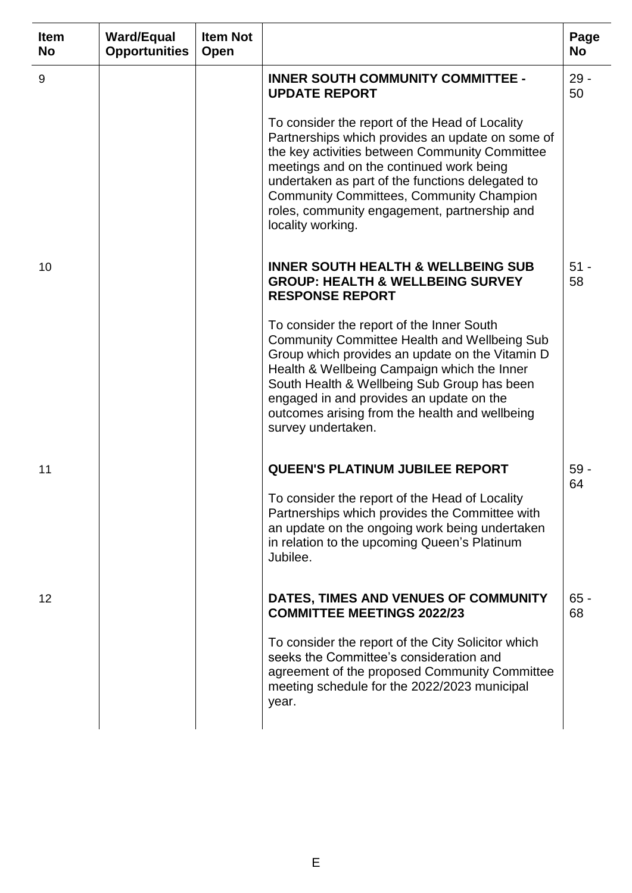| Item No | Ward/Equal Opportunities | Item Not Open | | Page No |
|---|---|---|---|---|
| 9 | | | **INNER SOUTH COMMUNITY COMMITTEE - UPDATE REPORT**<br><br>To consider the report of the Head of Locality Partnerships which provides an update on some of the key activities between Community Committee meetings and on the continued work being undertaken as part of the functions delegated to Community Committees, Community Champion roles, community engagement, partnership and locality working. | 29 - 50 |
| 10 | | | **INNER SOUTH HEALTH & WELLBEING SUB GROUP: HEALTH & WELLBEING SURVEY RESPONSE REPORT**<br><br>To consider the report of the Inner South Community Committee Health and Wellbeing Sub Group which provides an update on the Vitamin D Health & Wellbeing Campaign which the Inner South Health & Wellbeing Sub Group has been engaged in and provides an update on the outcomes arising from the health and wellbeing survey undertaken. | 51 - 58 |
| 11 | | | **QUEEN'S PLATINUM JUBILEE REPORT**<br><br>To consider the report of the Head of Locality Partnerships which provides the Committee with an update on the ongoing work being undertaken in relation to the upcoming Queen's Platinum Jubilee. | 59 - 64 |
| 12 | | | **DATES, TIMES AND VENUES OF COMMUNITY COMMITTEE MEETINGS 2022/23**<br><br>To consider the report of the City Solicitor which seeks the Committee's consideration and agreement of the proposed Community Committee meeting schedule for the 2022/2023 municipal year. | 65 - 68 |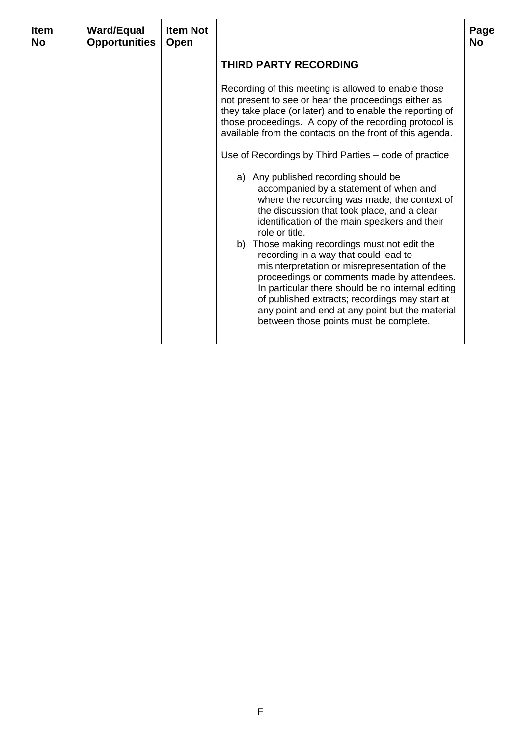| Item No | Ward/Equal Opportunities | Item Not Open | | Page No |
|---|---|---|---|---|
| | | | **THIRD PARTY RECORDING**<br><br>Recording of this meeting is allowed to enable those not present to see or hear the proceedings either as they take place (or later) and to enable the reporting of those proceedings. A copy of the recording protocol is available from the contacts on the front of this agenda.<br><br>Use of Recordings by Third Parties – code of practice<br><br>a) Any published recording should be accompanied by a statement of when and where the recording was made, the context of the discussion that took place, and a clear identification of the main speakers and their role or title.<br>b) Those making recordings must not edit the recording in a way that could lead to misinterpretation or misrepresentation of the proceedings or comments made by attendees. In particular there should be no internal editing of published extracts; recordings may start at any point and end at any point but the material between those points must be complete. | |

F